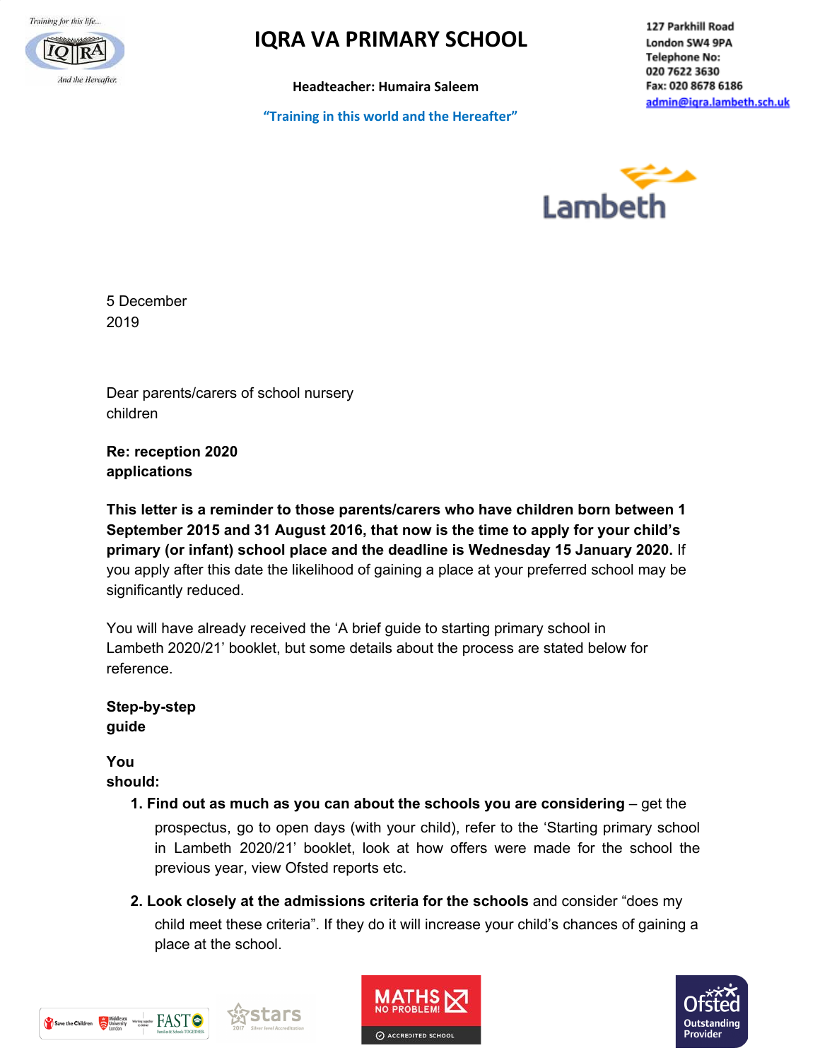Training for this life...

IQRA

And the Hereafter.

# IQRA VA PRIMARY SCHOOL

**Headteacher: Humaira Saleem**

*"Training in this world and the Hereafter"*

127 Parkhill Road
London SW4 9PA
Telephone No:
020 7622 3630
Fax: 020 8678 6186
admin@iqra.lambeth.sch.uk

Lambeth

5 December 2019

Dear parents/carers of school nursery children

**Re: reception 2020 applications**

**This letter is a reminder to those parents/carers who have children born between 1 September 2015 and 31 August 2016, that now is the time to apply for your child's primary (or infant) school place and the deadline is Wednesday 15 January 2020.** If you apply after this date the likelihood of gaining a place at your preferred school may be significantly reduced.

You will have already received the 'A brief guide to starting primary school in Lambeth 2020/21' booklet, but some details about the process are stated below for reference.

**Step-by-step guide**

**You should:**

1. **Find out as much as you can about the schools you are considering** – get the prospectus, go to open days (with your child), refer to the 'Starting primary school in Lambeth 2020/21' booklet, look at how offers were made for the school the previous year, view Ofsted reports etc.
2. **Look closely at the admissions criteria for the schools** and consider "does my child meet these criteria". If they do it will increase your child's chances of gaining a place at the school.

Save the Children | Middlesex University London | FAST | stars 2017 Silver level Accreditation | MATHS NO PROBLEM! ACCREDITED SCHOOL | Ofsted Outstanding Provider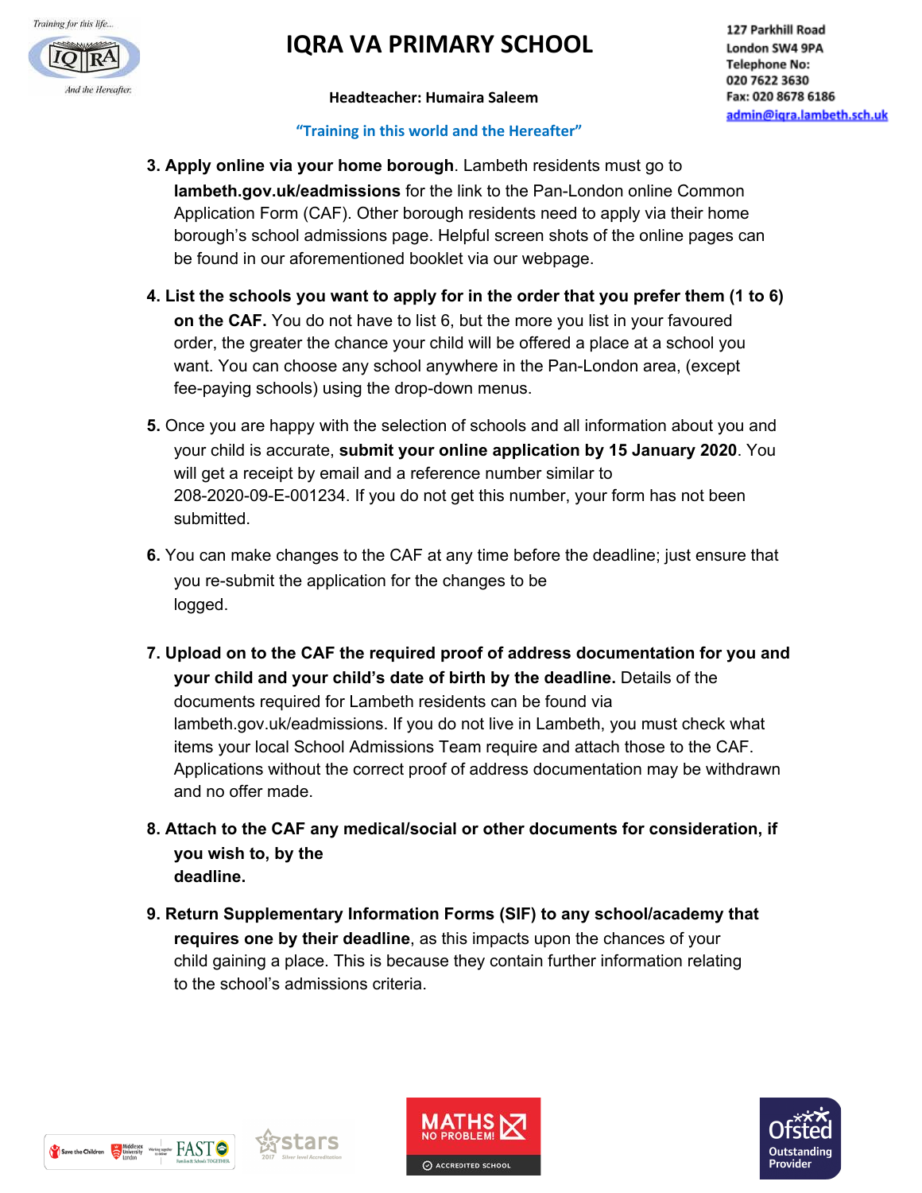3. **Apply online via your home borough**. Lambeth residents must go to **lambeth.gov.uk/eadmissions** for the link to the Pan-London online Common Application Form (CAF). Other borough residents need to apply via their home borough's school admissions page. Helpful screen shots of the online pages can be found in our aforementioned booklet via our webpage.

4. **List the schools you want to apply for in the order that you prefer them (1 to 6) on the CAF.** You do not have to list 6, but the more you list in your favoured order, the greater the chance your child will be offered a place at a school you want. You can choose any school anywhere in the Pan-London area, (except fee-paying schools) using the drop-down menus.

5. Once you are happy with the selection of schools and all information about you and your child is accurate, **submit your online application by 15 January 2020**. You will get a receipt by email and a reference number similar to 208-2020-09-E-001234. If you do not get this number, your form has not been submitted.

6. You can make changes to the CAF at any time before the deadline; just ensure that you re-submit the application for the changes to be logged.

7. **Upload on to the CAF the required proof of address documentation for you and your child and your child's date of birth by the deadline.** Details of the documents required for Lambeth residents can be found via lambeth.gov.uk/eadmissions. If you do not live in Lambeth, you must check what items your local School Admissions Team require and attach those to the CAF. Applications without the correct proof of address documentation may be withdrawn and no offer made.

8. **Attach to the CAF any medical/social or other documents for consideration, if you wish to, by the deadline.**

9. **Return Supplementary Information Forms (SIF) to any school/academy that requires one by their deadline**, as this impacts upon the chances of your child gaining a place. This is because they contain further information relating to the school's admissions criteria.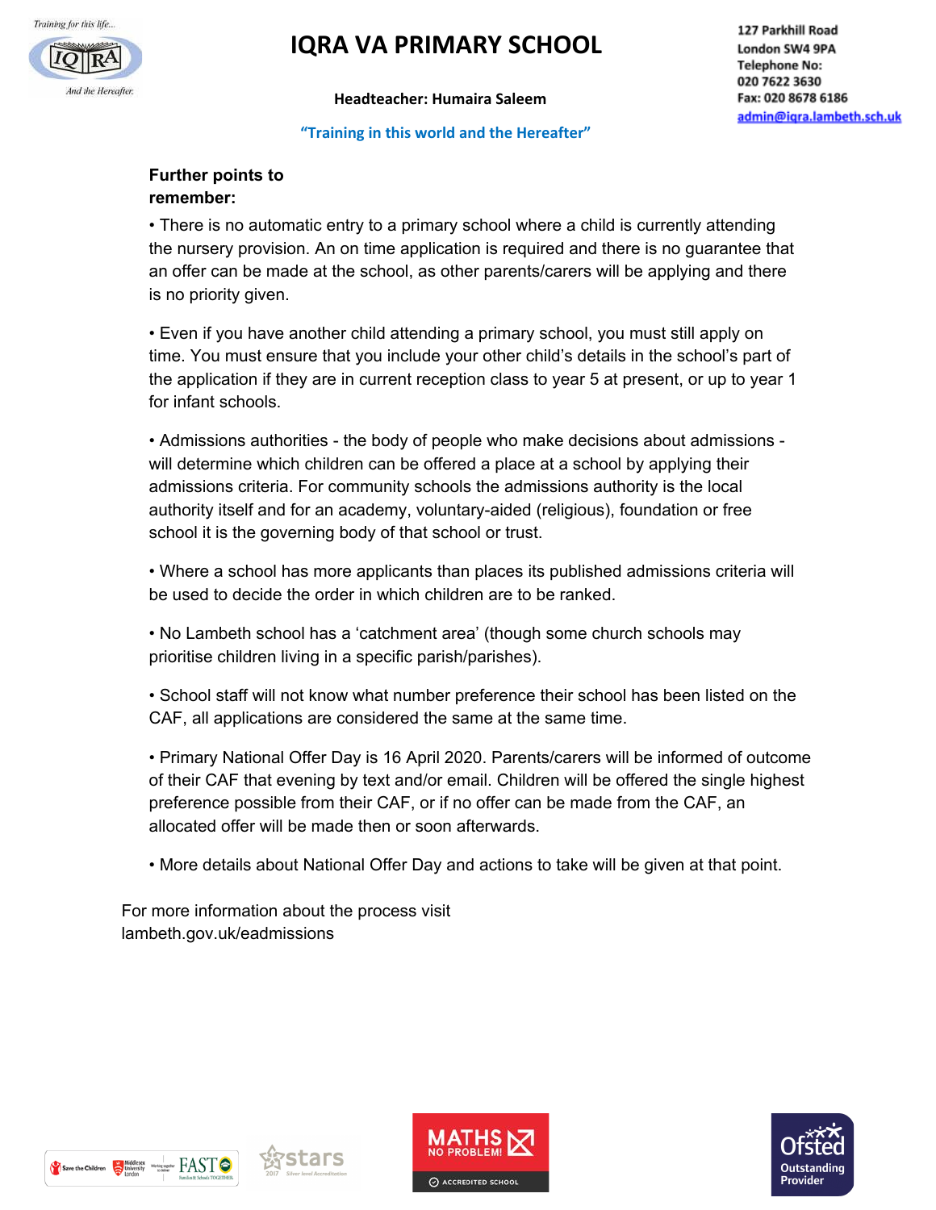# IQRA VA PRIMARY SCHOOL

**Headteacher: Humaira Saleem**

"Training in this world and the Hereafter"

127 Parkhill Road
London SW4 9PA
Telephone No:
020 7622 3630
Fax: 020 8678 6186
admin@iqra.lambeth.sch.uk

**Further points to remember:**

- There is no automatic entry to a primary school where a child is currently attending the nursery provision. An on time application is required and there is no guarantee that an offer can be made at the school, as other parents/carers will be applying and there is no priority given.

- Even if you have another child attending a primary school, you must still apply on time. You must ensure that you include your other child's details in the school's part of the application if they are in current reception class to year 5 at present, or up to year 1 for infant schools.

- Admissions authorities - the body of people who make decisions about admissions - will determine which children can be offered a place at a school by applying their admissions criteria. For community schools the admissions authority is the local authority itself and for an academy, voluntary-aided (religious), foundation or free school it is the governing body of that school or trust.

- Where a school has more applicants than places its published admissions criteria will be used to decide the order in which children are to be ranked.

- No Lambeth school has a 'catchment area' (though some church schools may prioritise children living in a specific parish/parishes).

- School staff will not know what number preference their school has been listed on the CAF, all applications are considered the same at the same time.

- Primary National Offer Day is 16 April 2020. Parents/carers will be informed of outcome of their CAF that evening by text and/or email. Children will be offered the single highest preference possible from their CAF, or if no offer can be made from the CAF, an allocated offer will be made then or soon afterwards.

- More details about National Offer Day and actions to take will be given at that point.

For more information about the process visit lambeth.gov.uk/eadmissions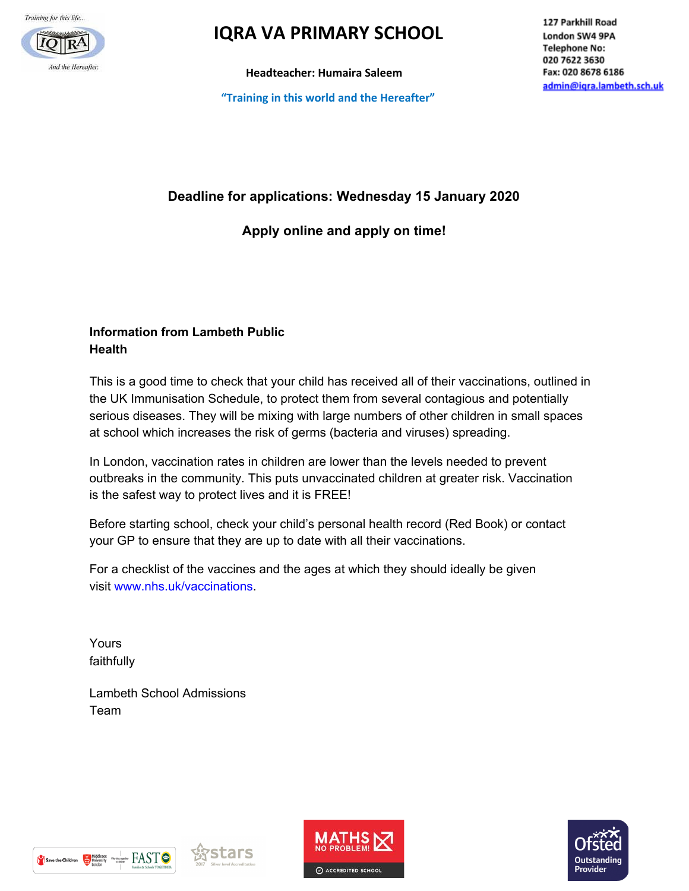# IQRA VA PRIMARY SCHOOL

**Headteacher: Humaira Saleem**

"Training in this world and the Hereafter"

127 Parkhill Road
London SW4 9PA
Telephone No:
020 7622 3630
Fax: 020 8678 6186
admin@iqra.lambeth.sch.uk

**Deadline for applications: Wednesday 15 January 2020**

**Apply online and apply on time!**

**Information from Lambeth Public Health**

This is a good time to check that your child has received all of their vaccinations, outlined in the UK Immunisation Schedule, to protect them from several contagious and potentially serious diseases. They will be mixing with large numbers of other children in small spaces at school which increases the risk of germs (bacteria and viruses) spreading.

In London, vaccination rates in children are lower than the levels needed to prevent outbreaks in the community. This puts unvaccinated children at greater risk. Vaccination is the safest way to protect lives and it is FREE!

Before starting school, check your child's personal health record (Red Book) or contact your GP to ensure that they are up to date with all their vaccinations.

For a checklist of the vaccines and the ages at which they should ideally be given visit www.nhs.uk/vaccinations.

Yours faithfully

Lambeth School Admissions Team